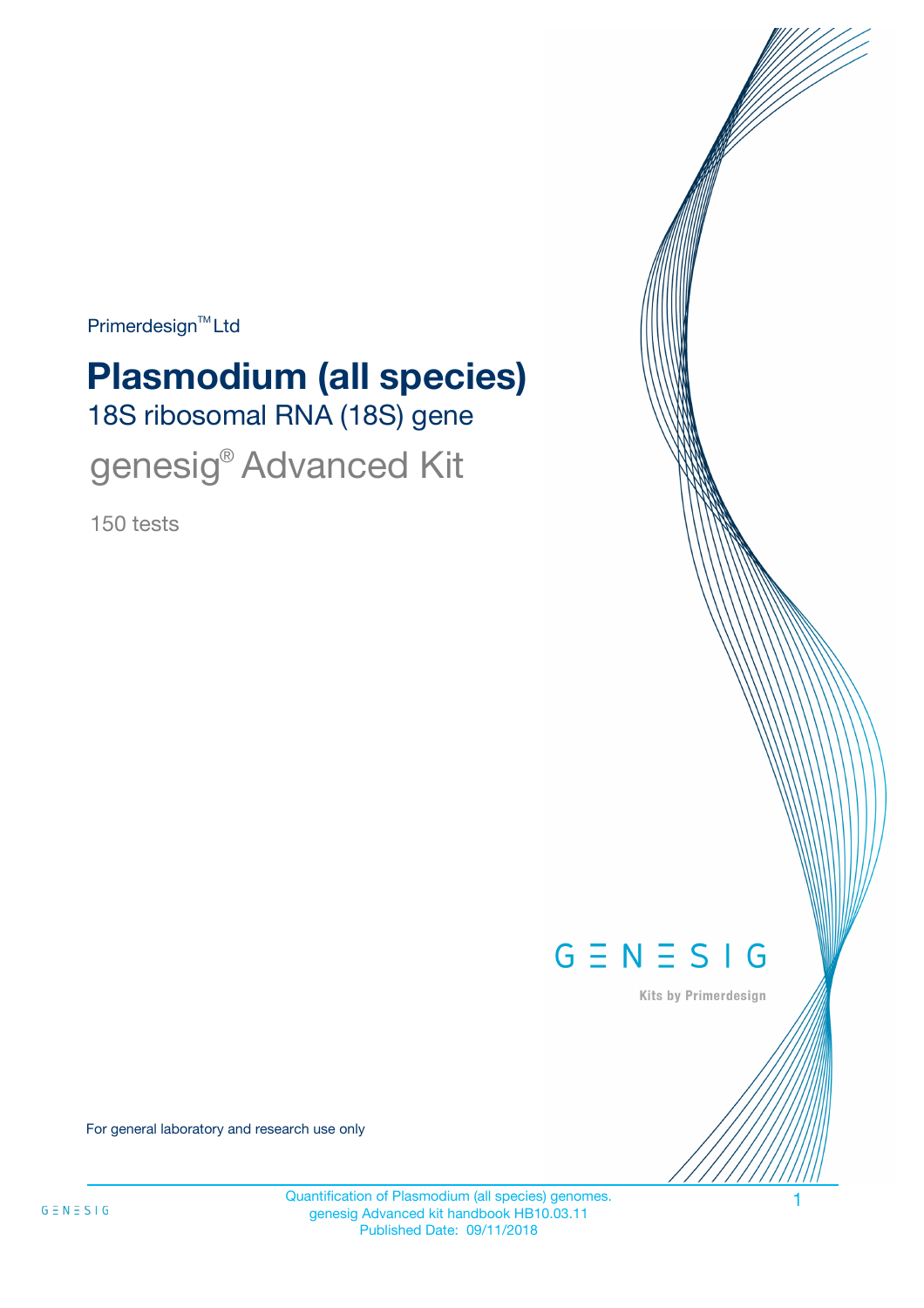Primerdesign™ Ltd

# Plasmodium (all species)

## 18S ribosomal RNA (18S) gene

## genesig® Advanced Kit

150 tests

GENESIG

Kits by Primerdesign

For general laboratory and research use only

Quantification of Plasmodium (all species) genomes.
genesig Advanced kit handbook HB10.03.11
Published Date: 09/11/2018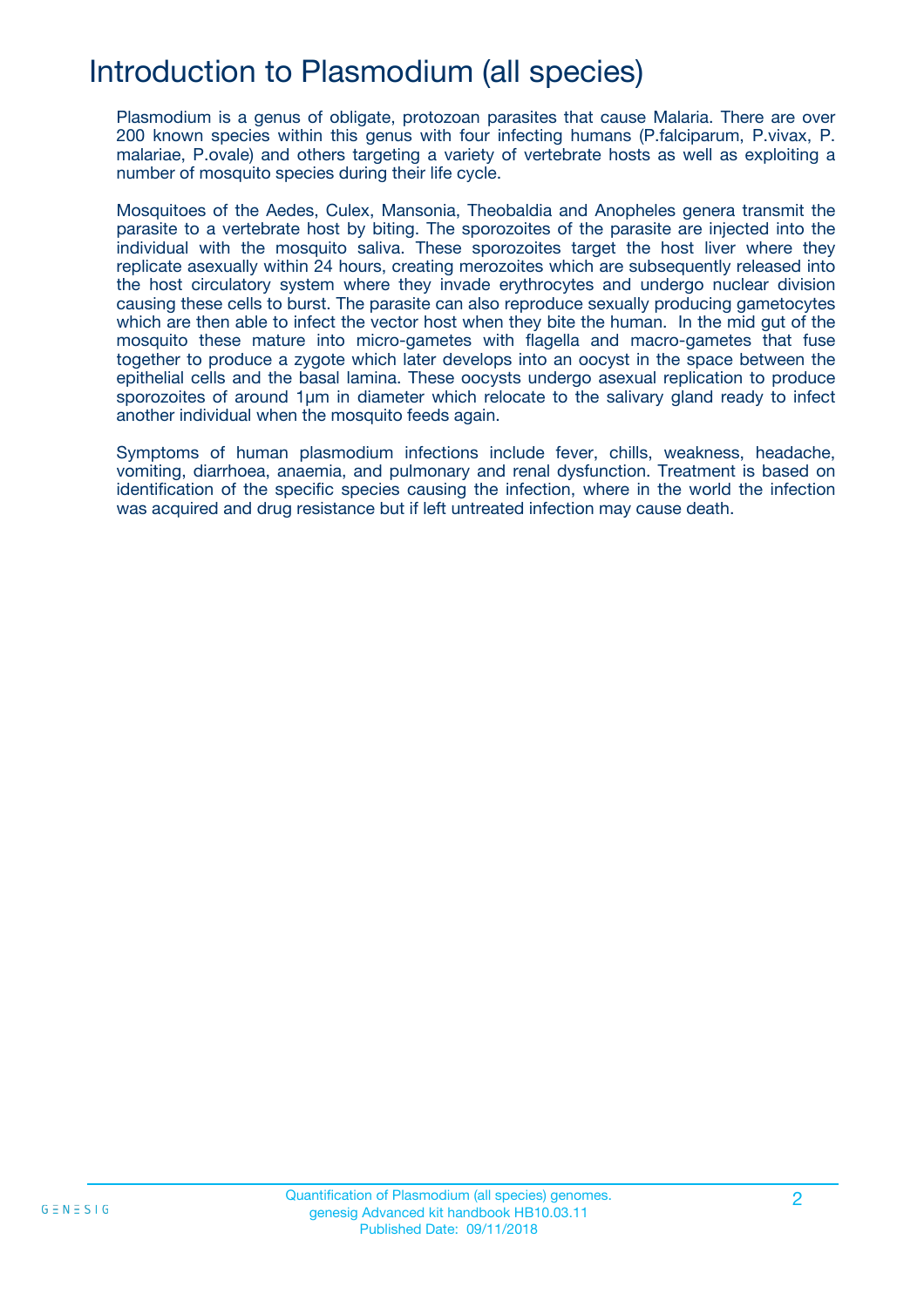# Introduction to Plasmodium (all species)

Plasmodium is a genus of obligate, protozoan parasites that cause Malaria. There are over 200 known species within this genus with four infecting humans (P.falciparum, P.vivax, P. malariae, P.ovale) and others targeting a variety of vertebrate hosts as well as exploiting a number of mosquito species during their life cycle.

Mosquitoes of the Aedes, Culex, Mansonia, Theobaldia and Anopheles genera transmit the parasite to a vertebrate host by biting. The sporozoites of the parasite are injected into the individual with the mosquito saliva. These sporozoites target the host liver where they replicate asexually within 24 hours, creating merozoites which are subsequently released into the host circulatory system where they invade erythrocytes and undergo nuclear division causing these cells to burst. The parasite can also reproduce sexually producing gametocytes which are then able to infect the vector host when they bite the human. In the mid gut of the mosquito these mature into micro-gametes with flagella and macro-gametes that fuse together to produce a zygote which later develops into an oocyst in the space between the epithelial cells and the basal lamina. These oocysts undergo asexual replication to produce sporozoites of around 1µm in diameter which relocate to the salivary gland ready to infect another individual when the mosquito feeds again.

Symptoms of human plasmodium infections include fever, chills, weakness, headache, vomiting, diarrhoea, anaemia, and pulmonary and renal dysfunction. Treatment is based on identification of the specific species causing the infection, where in the world the infection was acquired and drug resistance but if left untreated infection may cause death.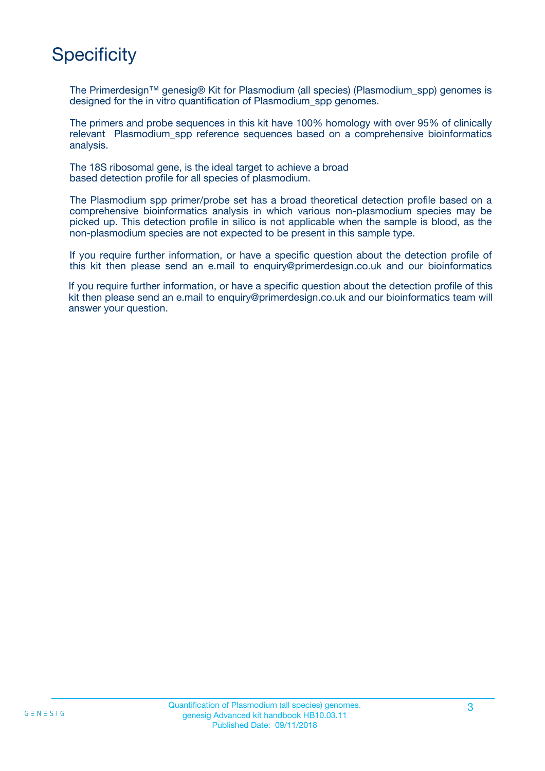# Specificity

The Primerdesign™ genesig® Kit for Plasmodium (all species) (Plasmodium_spp) genomes is designed for the in vitro quantification of Plasmodium_spp genomes.

The primers and probe sequences in this kit have 100% homology with over 95% of clinically relevant Plasmodium_spp reference sequences based on a comprehensive bioinformatics analysis.

The 18S ribosomal gene, is the ideal target to achieve a broad based detection profile for all species of plasmodium.

The Plasmodium spp primer/probe set has a broad theoretical detection profile based on a comprehensive bioinformatics analysis in which various non-plasmodium species may be picked up. This detection profile in silico is not applicable when the sample is blood, as the non-plasmodium species are not expected to be present in this sample type.

If you require further information, or have a specific question about the detection profile of this kit then please send an e.mail to enquiry@primerdesign.co.uk and our bioinformatics

If you require further information, or have a specific question about the detection profile of this kit then please send an e.mail to enquiry@primerdesign.co.uk and our bioinformatics team will answer your question.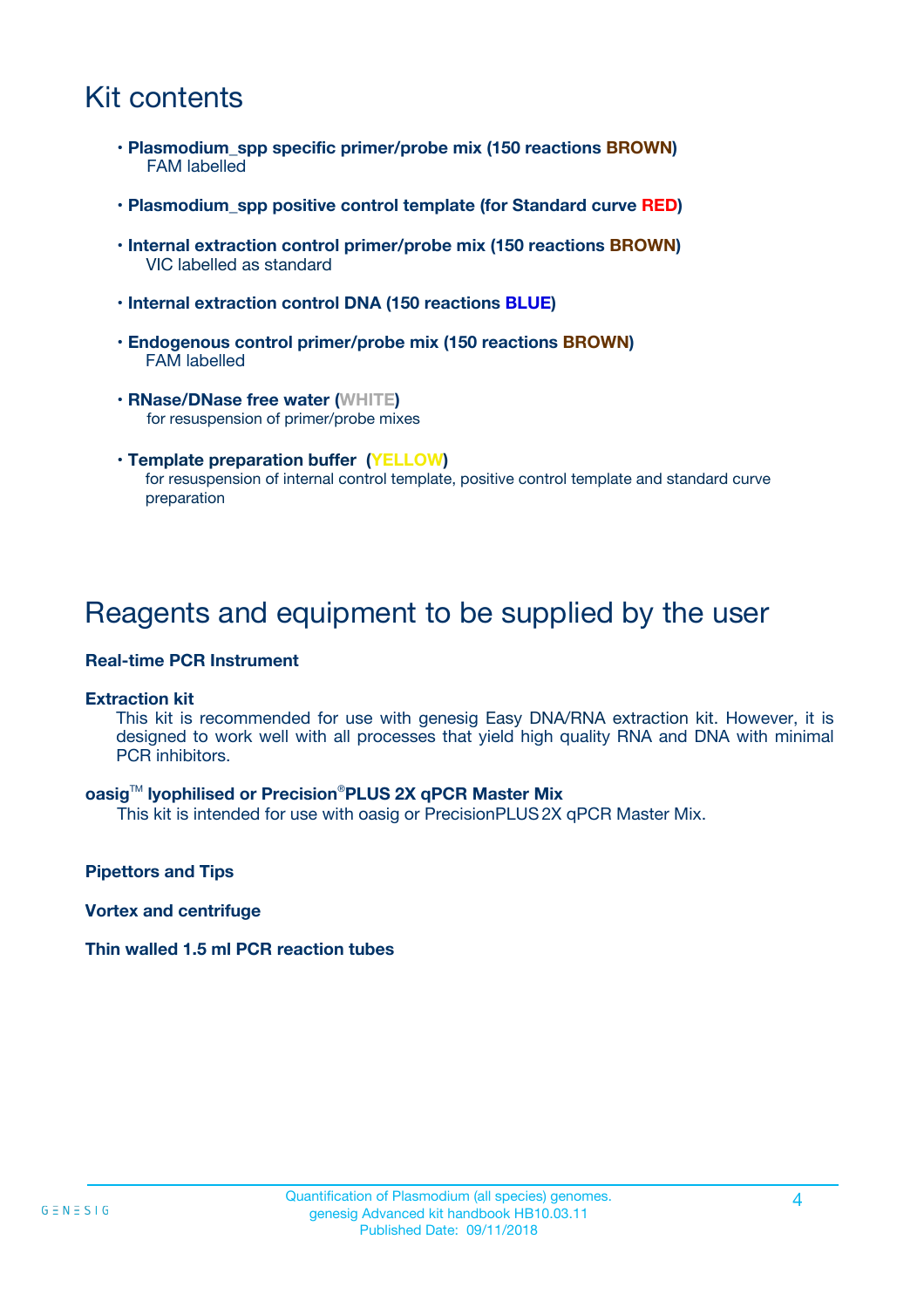# Kit contents

- **Plasmodium_spp specific primer/probe mix (150 reactions BROWN)**
  FAM labelled

- **Plasmodium_spp positive control template (for Standard curve RED)**

- **Internal extraction control primer/probe mix (150 reactions BROWN)**
  VIC labelled as standard

- **Internal extraction control DNA (150 reactions BLUE)**

- **Endogenous control primer/probe mix (150 reactions BROWN)**
  FAM labelled

- **RNase/DNase free water (WHITE)**
  for resuspension of primer/probe mixes

- **Template preparation buffer (YELLOW)**
  for resuspension of internal control template, positive control template and standard curve preparation

# Reagents and equipment to be supplied by the user

**Real-time PCR Instrument**

**Extraction kit**

This kit is recommended for use with genesig Easy DNA/RNA extraction kit. However, it is designed to work well with all processes that yield high quality RNA and DNA with minimal PCR inhibitors.

**oasig™ lyophilised or Precision®PLUS 2X qPCR Master Mix**

This kit is intended for use with oasig or PrecisionPLUS 2X qPCR Master Mix.

**Pipettors and Tips**

**Vortex and centrifuge**

**Thin walled 1.5 ml PCR reaction tubes**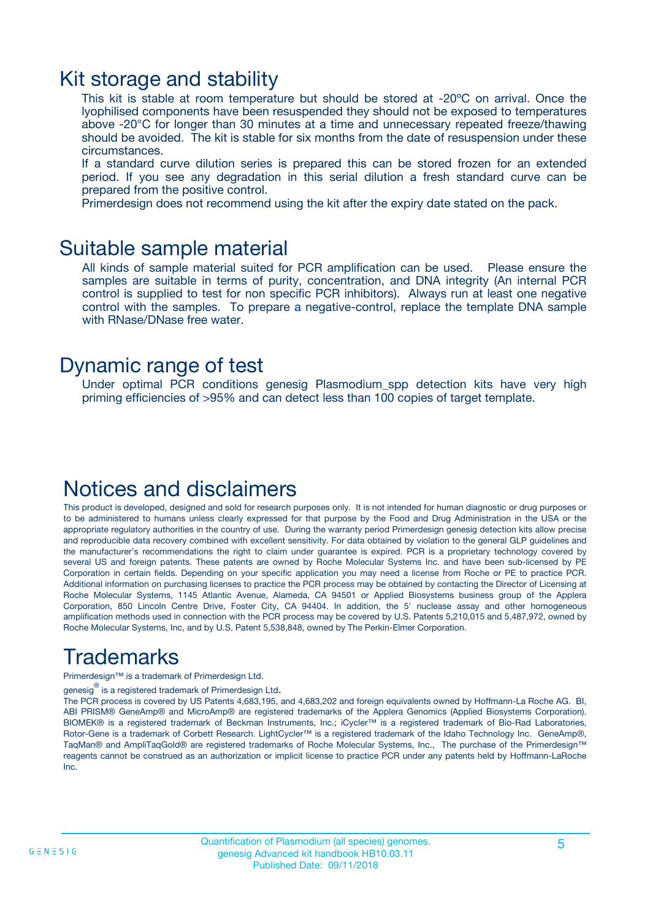## Kit storage and stability

This kit is stable at room temperature but should be stored at -20ºC on arrival. Once the lyophilised components have been resuspended they should not be exposed to temperatures above -20°C for longer than 30 minutes at a time and unnecessary repeated freeze/thawing should be avoided. The kit is stable for six months from the date of resuspension under these circumstances.

If a standard curve dilution series is prepared this can be stored frozen for an extended period. If you see any degradation in this serial dilution a fresh standard curve can be prepared from the positive control.

Primerdesign does not recommend using the kit after the expiry date stated on the pack.

## Suitable sample material

All kinds of sample material suited for PCR amplification can be used. Please ensure the samples are suitable in terms of purity, concentration, and DNA integrity (An internal PCR control is supplied to test for non specific PCR inhibitors). Always run at least one negative control with the samples. To prepare a negative-control, replace the template DNA sample with RNase/DNase free water.

## Dynamic range of test

Under optimal PCR conditions genesig Plasmodium_spp detection kits have very high priming efficiencies of >95% and can detect less than 100 copies of target template.

## Notices and disclaimers

This product is developed, designed and sold for research purposes only. It is not intended for human diagnostic or drug purposes or to be administered to humans unless clearly expressed for that purpose by the Food and Drug Administration in the USA or the appropriate regulatory authorities in the country of use. During the warranty period Primerdesign genesig detection kits allow precise and reproducible data recovery combined with excellent sensitivity. For data obtained by violation to the general GLP guidelines and the manufacturer's recommendations the right to claim under guarantee is expired. PCR is a proprietary technology covered by several US and foreign patents. These patents are owned by Roche Molecular Systems Inc. and have been sub-licensed by PE Corporation in certain fields. Depending on your specific application you may need a license from Roche or PE to practice PCR. Additional information on purchasing licenses to practice the PCR process may be obtained by contacting the Director of Licensing at Roche Molecular Systems, 1145 Atlantic Avenue, Alameda, CA 94501 or Applied Biosystems business group of the Applera Corporation, 850 Lincoln Centre Drive, Foster City, CA 94404. In addition, the 5' nuclease assay and other homogeneous amplification methods used in connection with the PCR process may be covered by U.S. Patents 5,210,015 and 5,487,972, owned by Roche Molecular Systems, Inc, and by U.S. Patent 5,538,848, owned by The Perkin-Elmer Corporation.

## Trademarks

Primerdesign™ is a trademark of Primerdesign Ltd.

genesig® is a registered trademark of Primerdesign Ltd.

The PCR process is covered by US Patents 4,683,195, and 4,683,202 and foreign equivalents owned by Hoffmann-La Roche AG. BI, ABI PRISM® GeneAmp® and MicroAmp® are registered trademarks of the Applera Genomics (Applied Biosystems Corporation). BIOMEK® is a registered trademark of Beckman Instruments, Inc.; iCycler™ is a registered trademark of Bio-Rad Laboratories, Rotor-Gene is a trademark of Corbett Research. LightCycler™ is a registered trademark of the Idaho Technology Inc. GeneAmp®, TaqMan® and AmpliTaqGold® are registered trademarks of Roche Molecular Systems, Inc., The purchase of the Primerdesign™ reagents cannot be construed as an authorization or implicit license to practice PCR under any patents held by Hoffmann-LaRoche Inc.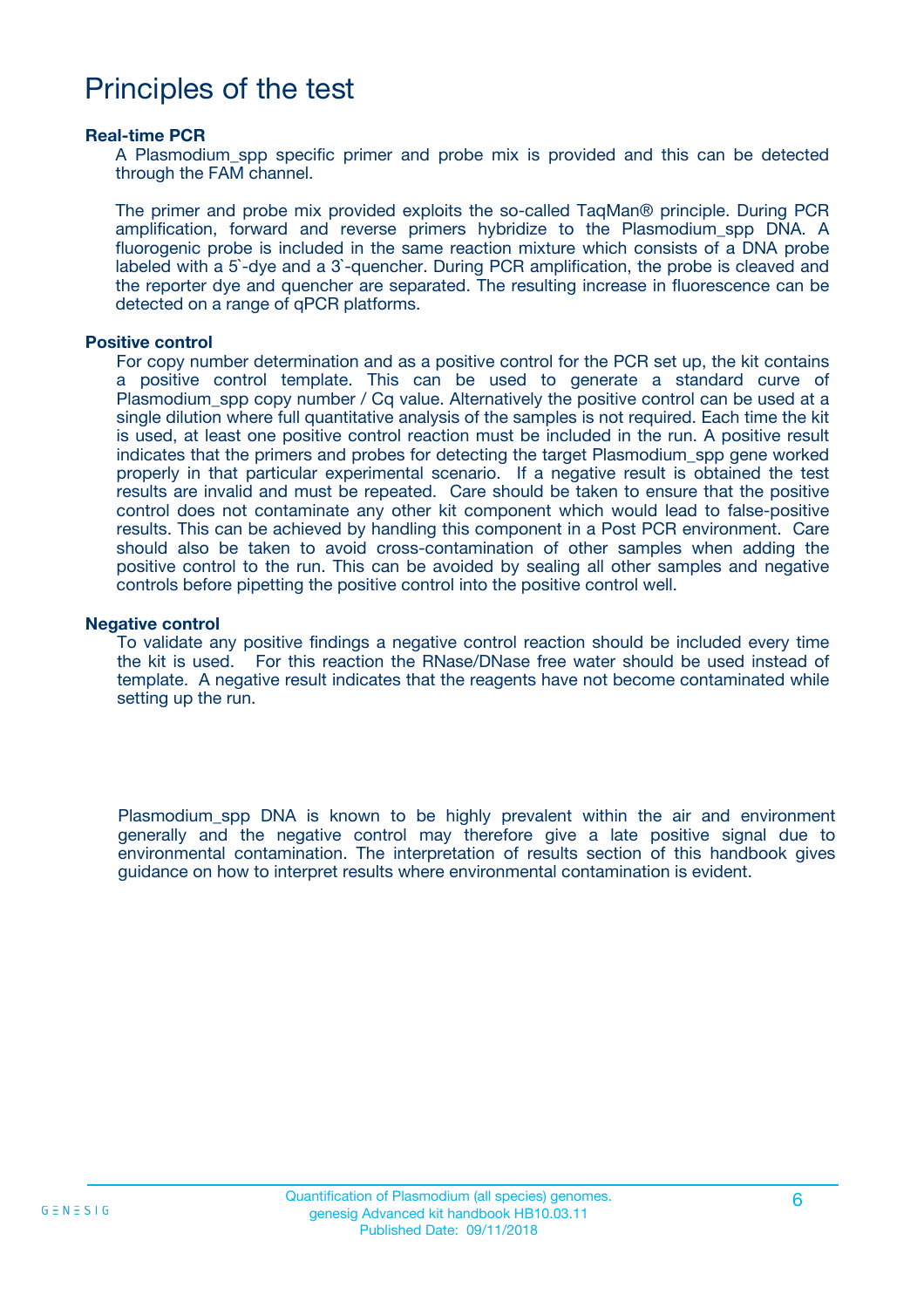# Principles of the test

### Real-time PCR

A Plasmodium_spp specific primer and probe mix is provided and this can be detected through the FAM channel.

The primer and probe mix provided exploits the so-called TaqMan® principle. During PCR amplification, forward and reverse primers hybridize to the Plasmodium_spp DNA. A fluorogenic probe is included in the same reaction mixture which consists of a DNA probe labeled with a 5`-dye and a 3`-quencher. During PCR amplification, the probe is cleaved and the reporter dye and quencher are separated. The resulting increase in fluorescence can be detected on a range of qPCR platforms.

### Positive control

For copy number determination and as a positive control for the PCR set up, the kit contains a positive control template. This can be used to generate a standard curve of Plasmodium_spp copy number / Cq value. Alternatively the positive control can be used at a single dilution where full quantitative analysis of the samples is not required. Each time the kit is used, at least one positive control reaction must be included in the run. A positive result indicates that the primers and probes for detecting the target Plasmodium_spp gene worked properly in that particular experimental scenario. If a negative result is obtained the test results are invalid and must be repeated. Care should be taken to ensure that the positive control does not contaminate any other kit component which would lead to false-positive results. This can be achieved by handling this component in a Post PCR environment. Care should also be taken to avoid cross-contamination of other samples when adding the positive control to the run. This can be avoided by sealing all other samples and negative controls before pipetting the positive control into the positive control well.

### Negative control

To validate any positive findings a negative control reaction should be included every time the kit is used. For this reaction the RNase/DNase free water should be used instead of template. A negative result indicates that the reagents have not become contaminated while setting up the run.

Plasmodium_spp DNA is known to be highly prevalent within the air and environment generally and the negative control may therefore give a late positive signal due to environmental contamination. The interpretation of results section of this handbook gives guidance on how to interpret results where environmental contamination is evident.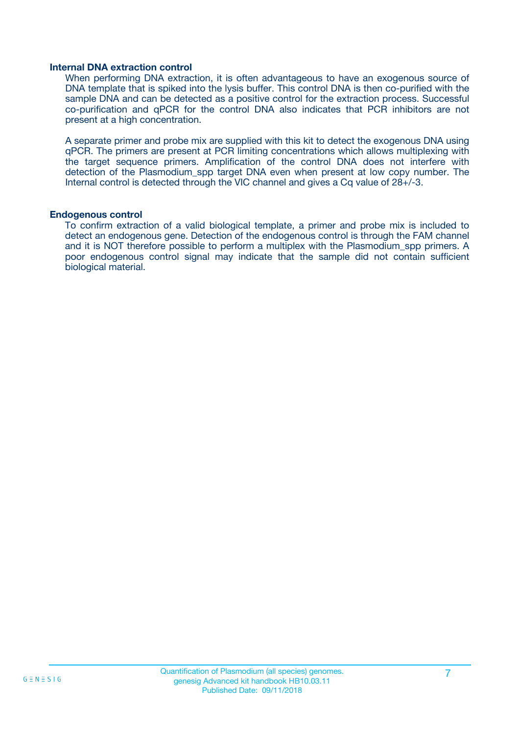### Internal DNA extraction control

When performing DNA extraction, it is often advantageous to have an exogenous source of DNA template that is spiked into the lysis buffer. This control DNA is then co-purified with the sample DNA and can be detected as a positive control for the extraction process. Successful co-purification and qPCR for the control DNA also indicates that PCR inhibitors are not present at a high concentration.

A separate primer and probe mix are supplied with this kit to detect the exogenous DNA using qPCR. The primers are present at PCR limiting concentrations which allows multiplexing with the target sequence primers. Amplification of the control DNA does not interfere with detection of the Plasmodium_spp target DNA even when present at low copy number. The Internal control is detected through the VIC channel and gives a Cq value of 28+/-3.

### Endogenous control

To confirm extraction of a valid biological template, a primer and probe mix is included to detect an endogenous gene. Detection of the endogenous control is through the FAM channel and it is NOT therefore possible to perform a multiplex with the Plasmodium_spp primers. A poor endogenous control signal may indicate that the sample did not contain sufficient biological material.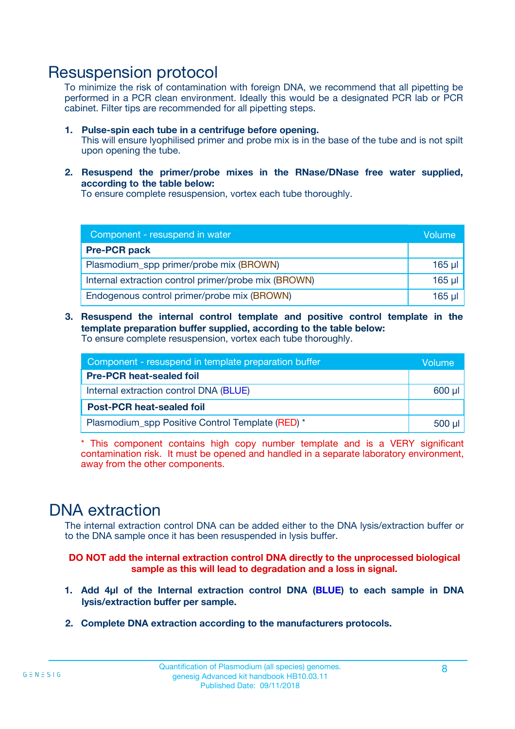# Resuspension protocol

To minimize the risk of contamination with foreign DNA, we recommend that all pipetting be performed in a PCR clean environment. Ideally this would be a designated PCR lab or PCR cabinet. Filter tips are recommended for all pipetting steps.

1. **Pulse-spin each tube in a centrifuge before opening.**
   This will ensure lyophilised primer and probe mix is in the base of the tube and is not spilt upon opening the tube.

2. **Resuspend the primer/probe mixes in the RNase/DNase free water supplied, according to the table below:**
   To ensure complete resuspension, vortex each tube thoroughly.

| Component - resuspend in water | Volume |
|---|---|
| **Pre-PCR pack** | |
| Plasmodium_spp primer/probe mix (BROWN) | 165 µl |
| Internal extraction control primer/probe mix (BROWN) | 165 µl |
| Endogenous control primer/probe mix (BROWN) | 165 µl |

3. **Resuspend the internal control template and positive control template in the template preparation buffer supplied, according to the table below:**
   To ensure complete resuspension, vortex each tube thoroughly.

| Component - resuspend in template preparation buffer | Volume |
|---|---|
| **Pre-PCR heat-sealed foil** | |
| Internal extraction control DNA (BLUE) | 600 µl |
| **Post-PCR heat-sealed foil** | |
| Plasmodium_spp Positive Control Template (RED) * | 500 µl |

* This component contains high copy number template and is a VERY significant contamination risk. It must be opened and handled in a separate laboratory environment, away from the other components.

# DNA extraction

The internal extraction control DNA can be added either to the DNA lysis/extraction buffer or to the DNA sample once it has been resuspended in lysis buffer.

**DO NOT add the internal extraction control DNA directly to the unprocessed biological sample as this will lead to degradation and a loss in signal.**

1. **Add 4µl of the Internal extraction control DNA (BLUE) to each sample in DNA lysis/extraction buffer per sample.**

2. **Complete DNA extraction according to the manufacturers protocols.**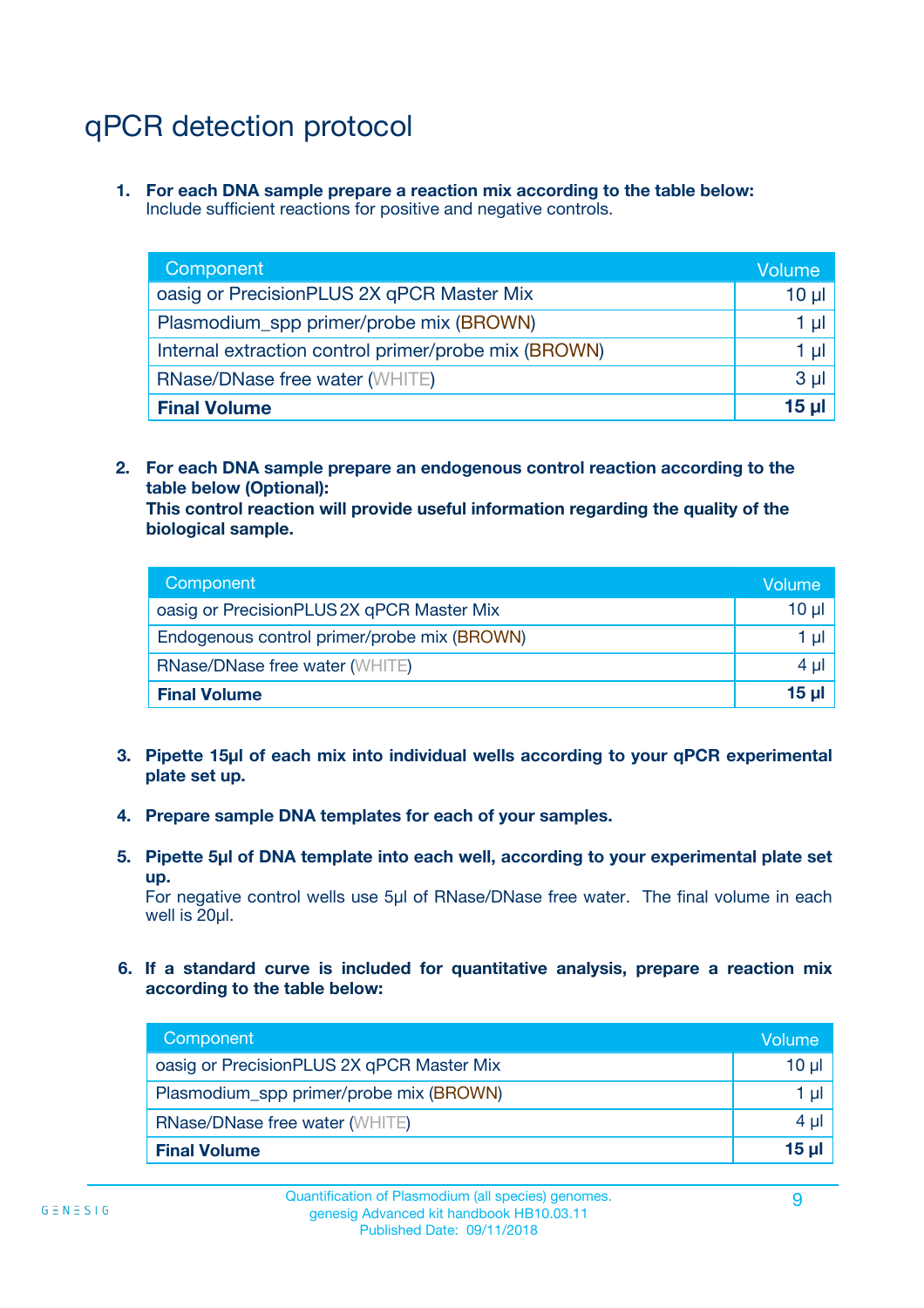# qPCR detection protocol

1. **For each DNA sample prepare a reaction mix according to the table below:**
   Include sufficient reactions for positive and negative controls.

| Component | Volume |
|---|---|
| oasig or PrecisionPLUS 2X qPCR Master Mix | 10 µl |
| Plasmodium_spp primer/probe mix (BROWN) | 1 µl |
| Internal extraction control primer/probe mix (BROWN) | 1 µl |
| RNase/DNase free water (WHITE) | 3 µl |
| **Final Volume** | **15 µl** |

2. **For each DNA sample prepare an endogenous control reaction according to the table below (Optional):**
   **This control reaction will provide useful information regarding the quality of the biological sample.**

| Component | Volume |
|---|---|
| oasig or PrecisionPLUS 2X qPCR Master Mix | 10 µl |
| Endogenous control primer/probe mix (BROWN) | 1 µl |
| RNase/DNase free water (WHITE) | 4 µl |
| **Final Volume** | **15 µl** |

3. **Pipette 15µl of each mix into individual wells according to your qPCR experimental plate set up.**

4. **Prepare sample DNA templates for each of your samples.**

5. **Pipette 5µl of DNA template into each well, according to your experimental plate set up.**
   For negative control wells use 5µl of RNase/DNase free water. The final volume in each well is 20µl.

6. **If a standard curve is included for quantitative analysis, prepare a reaction mix according to the table below:**

| Component | Volume |
|---|---|
| oasig or PrecisionPLUS 2X qPCR Master Mix | 10 µl |
| Plasmodium_spp primer/probe mix (BROWN) | 1 µl |
| RNase/DNase free water (WHITE) | 4 µl |
| **Final Volume** | **15 µl** |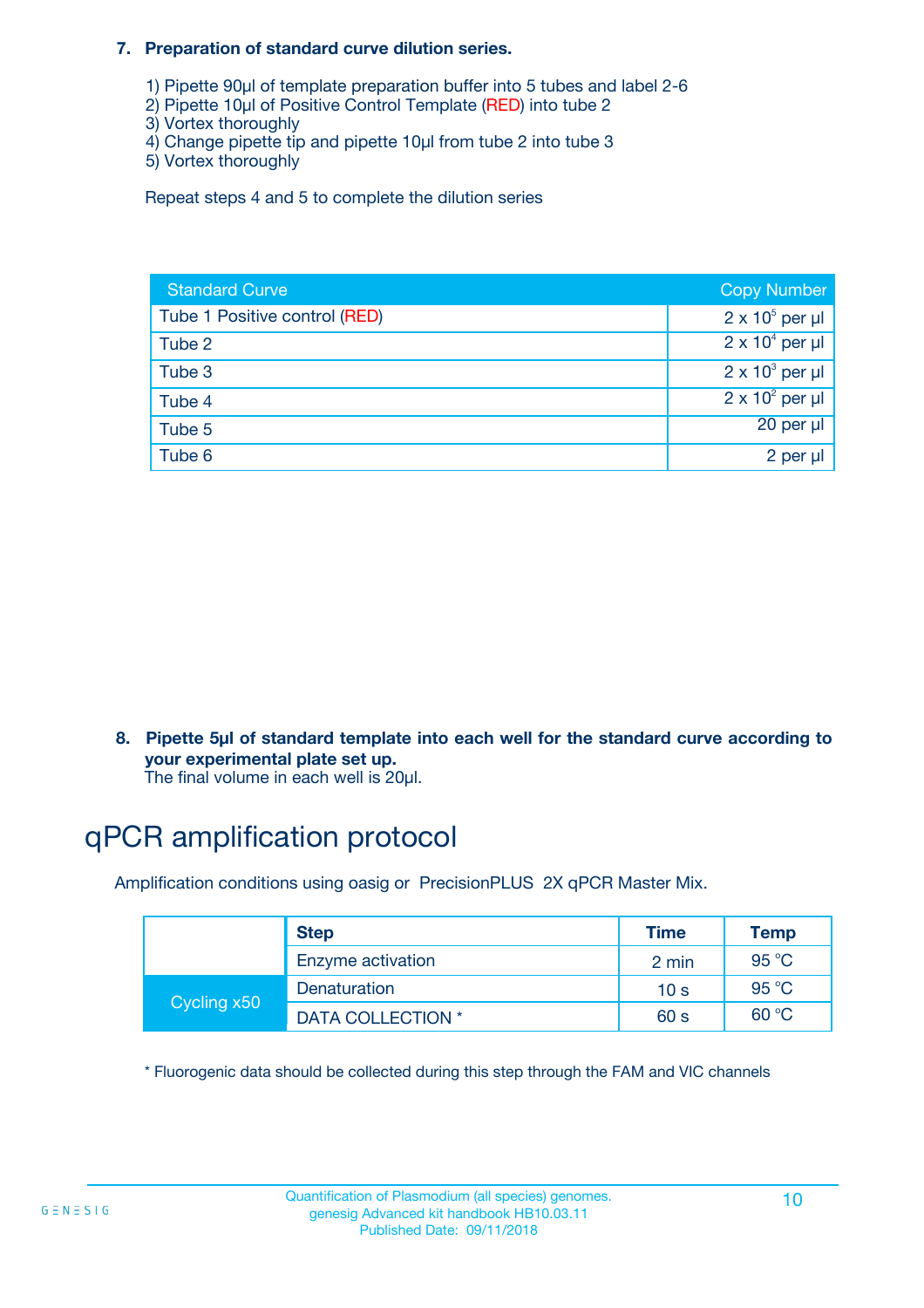**7. Preparation of standard curve dilution series.**

1) Pipette 90µl of template preparation buffer into 5 tubes and label 2-6
2) Pipette 10µl of Positive Control Template (RED) into tube 2
3) Vortex thoroughly
4) Change pipette tip and pipette 10µl from tube 2 into tube 3
5) Vortex thoroughly

Repeat steps 4 and 5 to complete the dilution series

| Standard Curve | Copy Number |
|---|---|
| Tube 1 Positive control (RED) | $2 \times 10^5$ per µl |
| Tube 2 | $2 \times 10^4$ per µl |
| Tube 3 | $2 \times 10^3$ per µl |
| Tube 4 | $2 \times 10^2$ per µl |
| Tube 5 | 20 per µl |
| Tube 6 | 2 per µl |

**8. Pipette 5µl of standard template into each well for the standard curve according to your experimental plate set up.**
The final volume in each well is 20µl.

# qPCR amplification protocol

Amplification conditions using oasig or PrecisionPLUS 2X qPCR Master Mix.

| | Step | Time | Temp |
|---|---|---|---|
| | Enzyme activation | 2 min | 95 °C |
| Cycling x50 | Denaturation | 10 s | 95 °C |
| | DATA COLLECTION * | 60 s | 60 °C |

* Fluorogenic data should be collected during this step through the FAM and VIC channels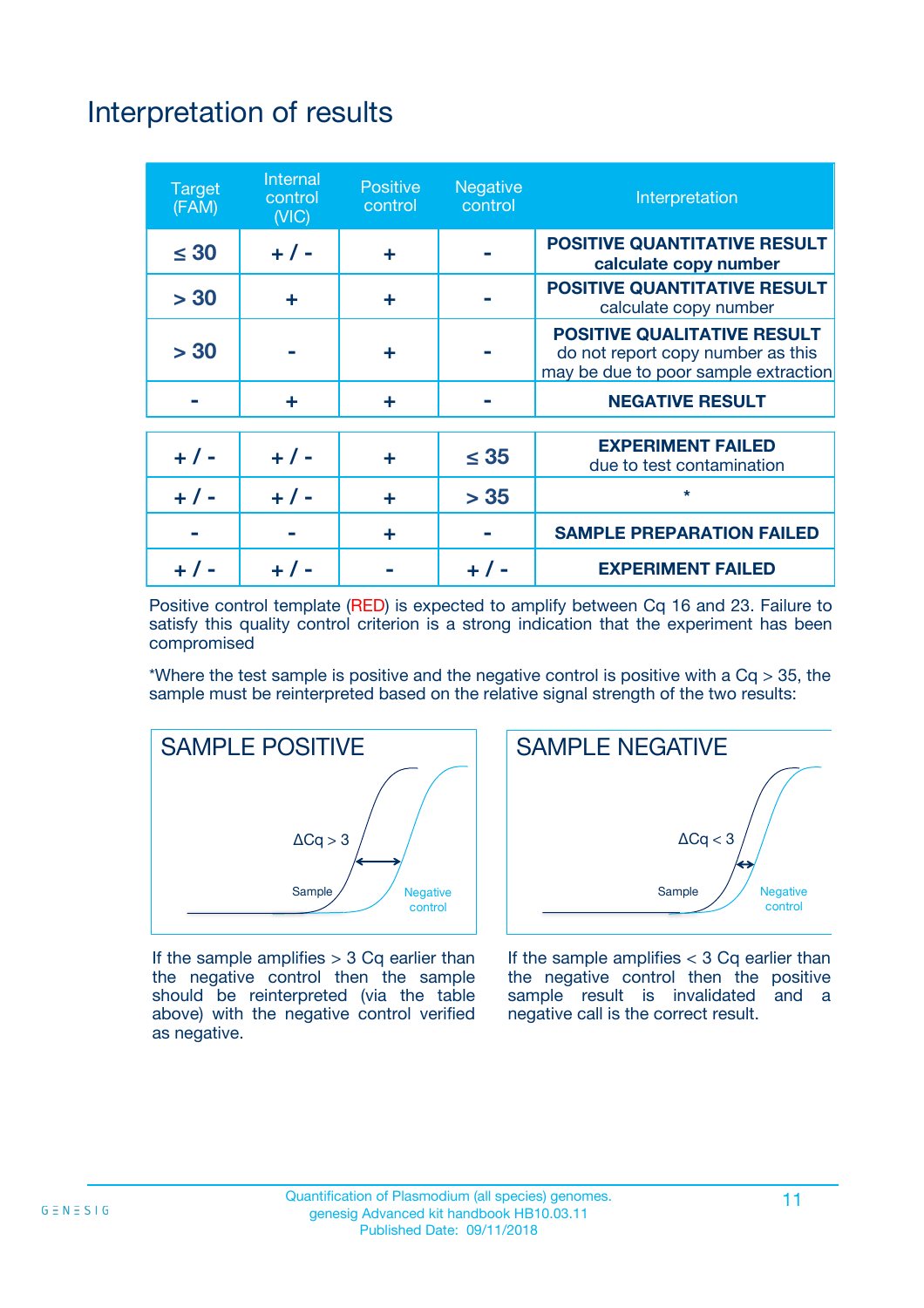# Interpretation of results

| Target (FAM) | Internal control (VIC) | Positive control | Negative control | Interpretation |
|---|---|---|---|---|
| ≤ 30 | + / - | + | - | **POSITIVE QUANTITATIVE RESULT** **calculate copy number** |
| > 30 | + | + | - | **POSITIVE QUANTITATIVE RESULT** calculate copy number |
| > 30 | - | + | - | **POSITIVE QUALITATIVE RESULT** do not report copy number as this may be due to poor sample extraction |
| - | + | + | - | **NEGATIVE RESULT** |
| + / - | + / - | + | ≤ 35 | **EXPERIMENT FAILED** due to test contamination |
| + / - | + / - | + | > 35 | * |
| - | - | + | - | **SAMPLE PREPARATION FAILED** |
| + / - | + / - | - | + / - | **EXPERIMENT FAILED** |

Positive control template (RED) is expected to amplify between Cq 16 and 23. Failure to satisfy this quality control criterion is a strong indication that the experiment has been compromised

*Where the test sample is positive and the negative control is positive with a Cq > 35, the sample must be reinterpreted based on the relative signal strength of the two results:

**SAMPLE POSITIVE**

ΔCq > 3

Sample

Negative control

If the sample amplifies > 3 Cq earlier than the negative control then the sample should be reinterpreted (via the table above) with the negative control verified as negative.

**SAMPLE NEGATIVE**

ΔCq < 3

Sample

Negative control

If the sample amplifies < 3 Cq earlier than the negative control then the positive sample result is invalidated and a negative call is the correct result.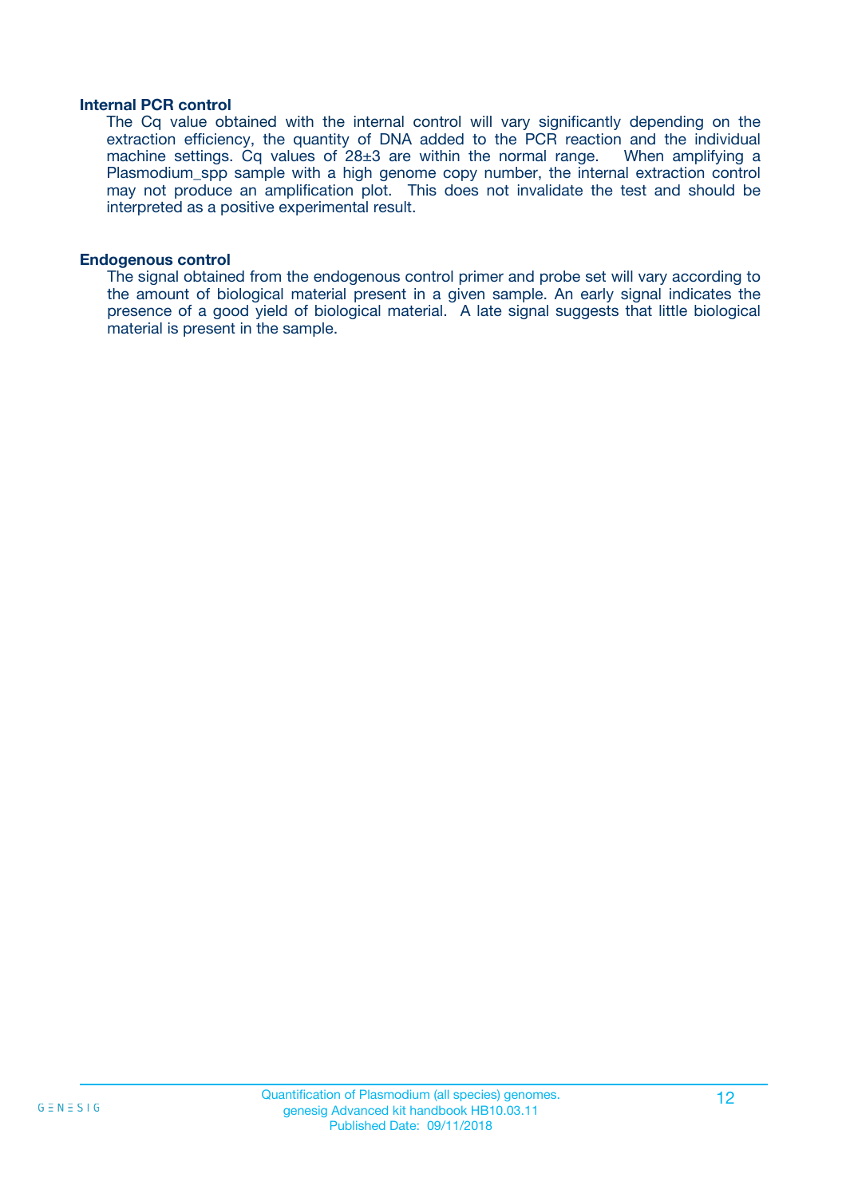### Internal PCR control

The Cq value obtained with the internal control will vary significantly depending on the extraction efficiency, the quantity of DNA added to the PCR reaction and the individual machine settings. Cq values of 28±3 are within the normal range. When amplifying a Plasmodium_spp sample with a high genome copy number, the internal extraction control may not produce an amplification plot. This does not invalidate the test and should be interpreted as a positive experimental result.

### Endogenous control

The signal obtained from the endogenous control primer and probe set will vary according to the amount of biological material present in a given sample. An early signal indicates the presence of a good yield of biological material. A late signal suggests that little biological material is present in the sample.